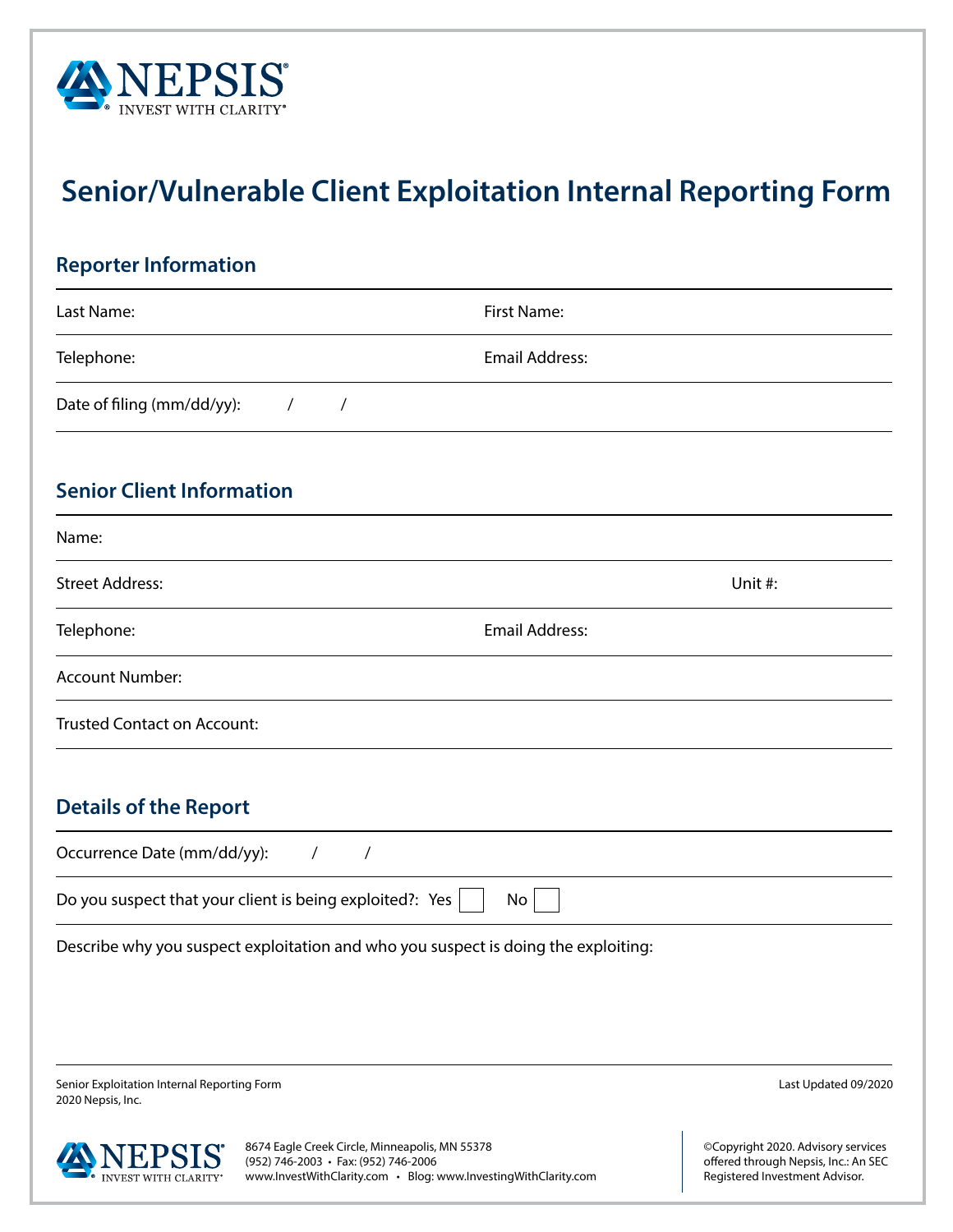NEPSIS®
INVEST WITH CLARITY®

# Senior/Vulnerable Client Exploitation Internal Reporting Form

## Reporter Information

Last Name: First Name:

Telephone: Email Address:

Date of filing (mm/dd/yy): / /

## Senior Client Information

Name:

Street Address: Unit #:

Telephone: Email Address:

Account Number:

Trusted Contact on Account:

## Details of the Report

Occurrence Date (mm/dd/yy): / /

Do you suspect that your client is being exploited?: Yes ☐ No ☐

Describe why you suspect exploitation and who you suspect is doing the exploiting:

Senior Exploitation Internal Reporting Form
2020 Nepsis, Inc.

Last Updated 09/2020

NEPSIS®
INVEST WITH CLARITY®

8674 Eagle Creek Circle, Minneapolis, MN 55378
(952) 746-2003 • Fax: (952) 746-2006
www.InvestWithClarity.com • Blog: www.InvestingWithClarity.com

©Copyright 2020. Advisory services offered through Nepsis, Inc.: An SEC Registered Investment Advisor.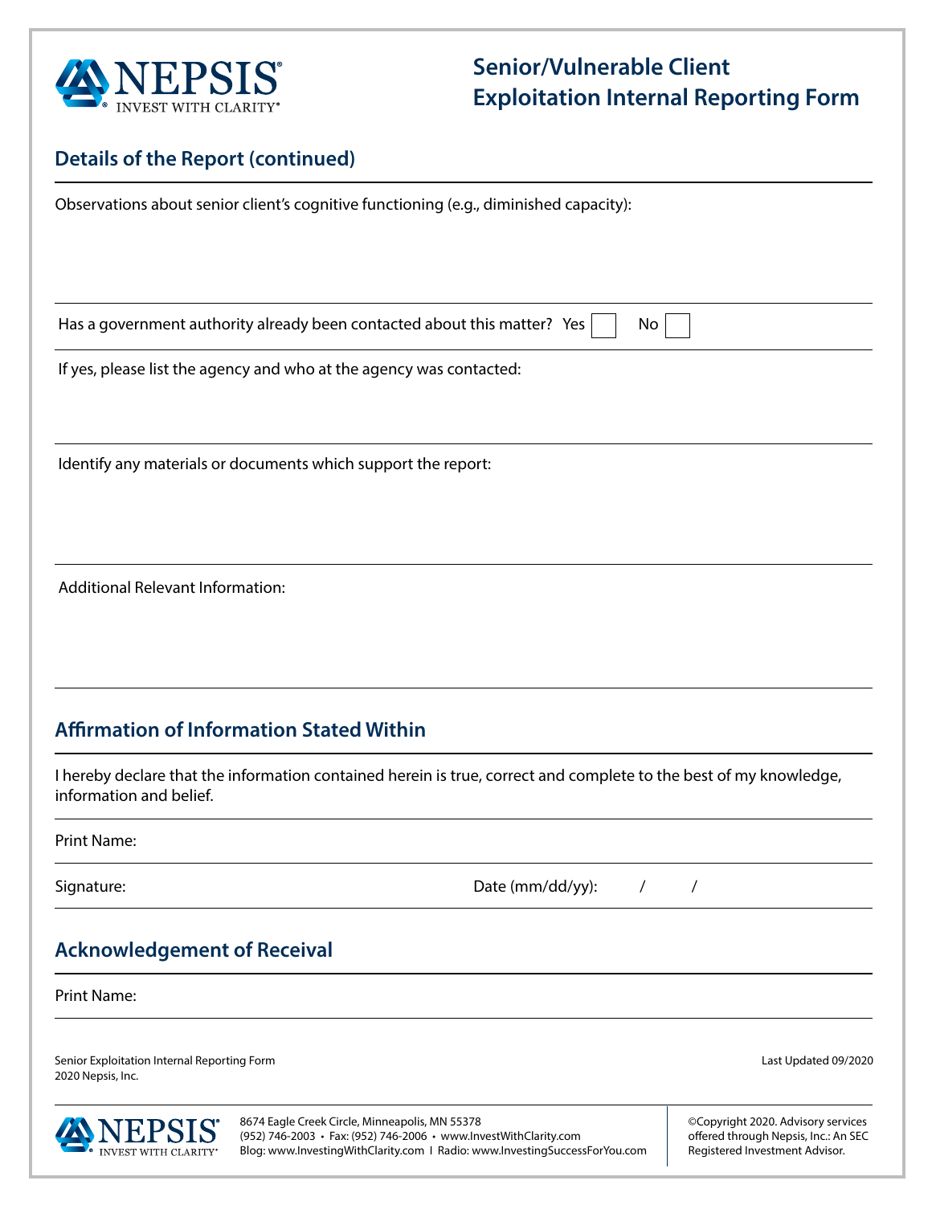# Senior/Vulnerable Client Exploitation Internal Reporting Form

## Details of the Report (continued)

Observations about senior client's cognitive functioning (e.g., diminished capacity):

Has a government authority already been contacted about this matter? Yes ☐ No ☐

If yes, please list the agency and who at the agency was contacted:

Identify any materials or documents which support the report:

Additional Relevant Information:

## Affirmation of Information Stated Within

I hereby declare that the information contained herein is true, correct and complete to the best of my knowledge, information and belief.

Print Name:

Signature:

Date (mm/dd/yy): / /

## Acknowledgement of Receival

Print Name:

Senior Exploitation Internal Reporting Form
2020 Nepsis, Inc.

Last Updated 09/2020

8674 Eagle Creek Circle, Minneapolis, MN 55378
(952) 746-2003 • Fax: (952) 746-2006 • www.InvestWithClarity.com
Blog: www.InvestingWithClarity.com I Radio: www.InvestingSuccessForYou.com

©Copyright 2020. Advisory services offered through Nepsis, Inc.: An SEC Registered Investment Advisor.